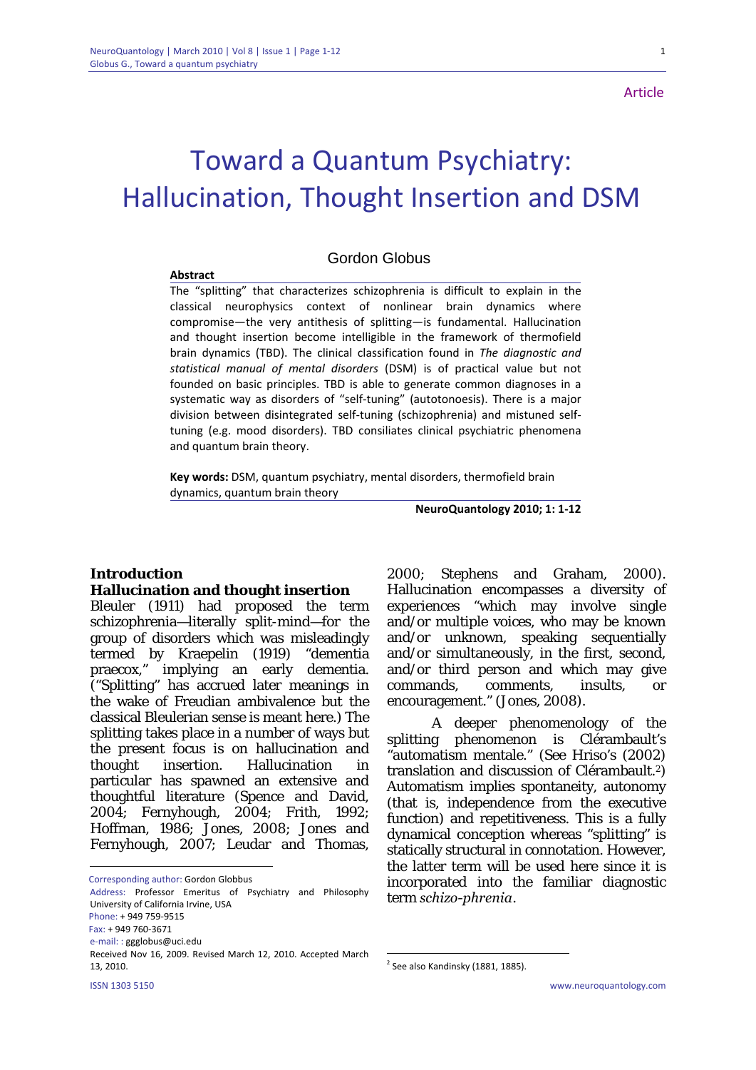Article

# Toward a Quantum Psychiatry: Hallucination, Thought Insertion and DSM

Gordon Globus

**Abstract**

The "splitting" that characterizes schizophrenia is difficult to explain in the classical neurophysics context of nonlinear brain dynamics where compromise—the very antithesis of splitting—is fundamental. Hallucination and thought insertion become intelligible in the framework of thermofield brain dynamics (TBD). The clinical classification found in *The diagnostic and statistical manual of mental disorders* (DSM) is of practical value but not founded on basic principles. TBD is able to generate common diagnoses in a systematic way as disorders of "self-tuning" (autotonoesis). There is a major division between disintegrated self-tuning (schizophrenia) and mistuned self-tuning (e.g. mood disorders). TBD consiliates clinical psychiatric phenomena and quantum brain theory.

**Key words:** DSM, quantum psychiatry, mental disorders, thermofield brain dynamics, quantum brain theory

**NeuroQuantology 2010; 1: 1-12**

## Introduction

### Hallucination and thought insertion

Bleuler (1911) had proposed the term schizophrenia—literally split-mind—for the group of disorders which was misleadingly termed by Kraepelin (1919) "dementia praecox," implying an early dementia. ("Splitting" has accrued later meanings in the wake of Freudian ambivalence but the classical Bleulerian sense is meant here.) The splitting takes place in a number of ways but the present focus is on hallucination and thought insertion. Hallucination in particular has spawned an extensive and thoughtful literature (Spence and David, 2004; Fernyhough, 2004; Frith, 1992; Hoffman, 1986; Jones, 2008; Jones and Fernyhough, 2007; Leudar and Thomas, 2000; Stephens and Graham, 2000). Hallucination encompasses a diversity of experiences "which may involve single and/or multiple voices, who may be known and/or unknown, speaking sequentially and/or simultaneously, in the first, second, and/or third person and which may give commands, comments, insults, or encouragement." (Jones, 2008).

A deeper phenomenology of the splitting phenomenon is Clérambault's "automatism mentale." (See Hriso's (2002) translation and discussion of Clérambault.[2]) Automatism implies spontaneity, autonomy (that is, independence from the executive function) and repetitiveness. This is a fully dynamical conception whereas "splitting" is statically structural in connotation. However, the latter term will be used here since it is incorporated into the familiar diagnostic term *schizo-phrenia*.

---

Corresponding author: Gordon Globbus
Address: Professor Emeritus of Psychiatry and Philosophy University of California Irvine, USA
Phone: + 949 759-9515
Fax: + 949 760-3671
e-mail: : ggglobus@uci.edu
Received Nov 16, 2009. Revised March 12, 2010. Accepted March 13, 2010.

[2] See also Kandinsky (1881, 1885).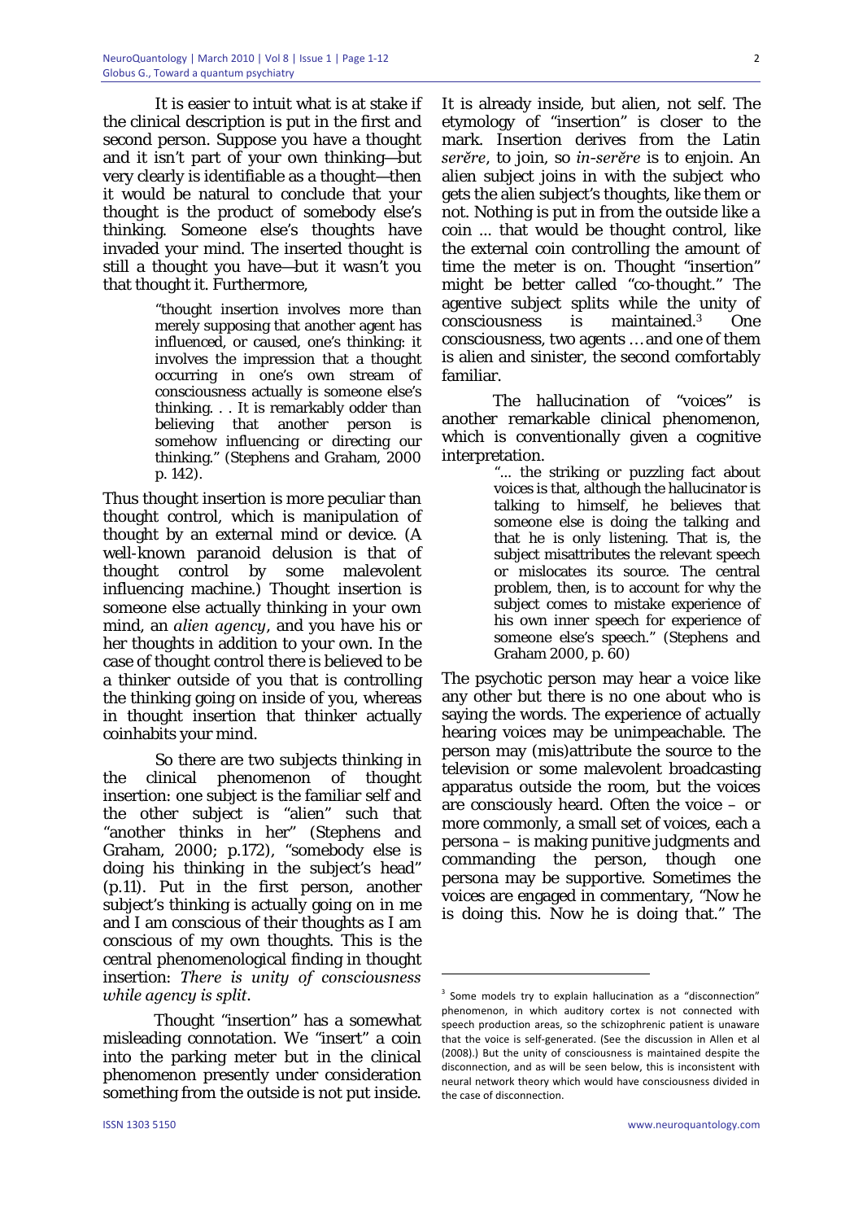It is easier to intuit what is at stake if the clinical description is put in the first and second person. Suppose you have a thought and it isn't part of your own thinking—but very clearly is identifiable as a thought—then it would be natural to conclude that your thought is the product of somebody else's thinking. Someone else's thoughts have invaded your mind. The inserted thought is still a thought you have—but it wasn't you that thought it. Furthermore,

> "thought insertion involves more than merely supposing that another agent has influenced, or caused, one's thinking: it involves the impression that a thought occurring in one's own stream of consciousness actually is someone else's thinking. . . It is remarkably odder than believing that another person is somehow influencing or directing our thinking." (Stephens and Graham, 2000 p. 142).

Thus thought insertion is more peculiar than thought control, which is manipulation of thought by an external mind or device. (A well-known paranoid delusion is that of thought control by some malevolent influencing machine.) Thought insertion is someone else actually thinking in your own mind, an *alien agency*, and you have his or her thoughts in addition to your own. In the case of thought control there is believed to be a thinker outside of you that is controlling the thinking going on inside of you, whereas in thought insertion that thinker actually coinhabits your mind.

So there are two subjects thinking in the clinical phenomenon of thought insertion: one subject is the familiar self and the other subject is "alien" such that "another thinks in her" (Stephens and Graham, 2000; p.172), "somebody else is doing his thinking in the subject's head" (p.11). Put in the first person, another subject's thinking is actually going on in me and I am conscious of their thoughts as I am conscious of my own thoughts. This is the central phenomenological finding in thought insertion: *There is unity of consciousness while agency is split*.

Thought "insertion" has a somewhat misleading connotation. We "insert" a coin into the parking meter but in the clinical phenomenon presently under consideration something from the outside is not put inside. It is already inside, but alien, not self. The etymology of "insertion" is closer to the mark. Insertion derives from the Latin *serĕre*, to join, so *in-serĕre* is to enjoin. An alien subject joins in with the subject who gets the alien subject's thoughts, like them or not. Nothing is put in from the outside like a coin ... that would be thought control, like the external coin controlling the amount of time the meter is on. Thought "insertion" might be better called "co-thought." The agentive subject splits while the unity of consciousness is maintained.[3] One consciousness, two agents … and one of them is alien and sinister, the second comfortably familiar.

The hallucination of "voices" is another remarkable clinical phenomenon, which is conventionally given a cognitive interpretation.

> "... the striking or puzzling fact about voices is that, although the hallucinator is talking to himself, he believes that someone else is doing the talking and that he is only listening. That is, the subject misattributes the relevant speech or mislocates its source. The central problem, then, is to account for why the subject comes to mistake experience of his own inner speech for experience of someone else's speech." (Stephens and Graham 2000, p. 60)

The psychotic person may hear a voice like any other but there is no one about who is saying the words. The experience of actually hearing voices may be unimpeachable. The person may (mis)attribute the source to the television or some malevolent broadcasting apparatus outside the room, but the voices are consciously heard. Often the voice – or more commonly, a small set of voices, each a persona – is making punitive judgments and commanding the person, though one persona may be supportive. Sometimes the voices are engaged in commentary, "Now he is doing this. Now he is doing that." The

[3] Some models try to explain hallucination as a "disconnection" phenomenon, in which auditory cortex is not connected with speech production areas, so the schizophrenic patient is unaware that the voice is self-generated. (See the discussion in Allen et al (2008).) But the unity of consciousness is maintained despite the disconnection, and as will be seen below, this is inconsistent with neural network theory which would have consciousness divided in the case of disconnection.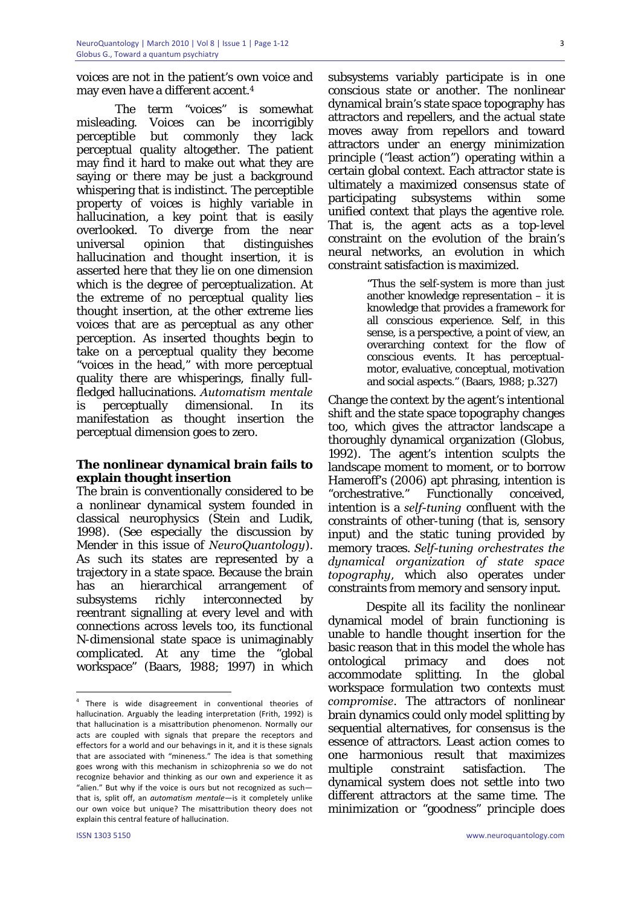voices are not in the patient's own voice and may even have a different accent.[4]

The term "voices" is somewhat misleading. Voices can be incorrigibly perceptible but commonly they lack perceptual quality altogether. The patient may find it hard to make out what they are saying or there may be just a background whispering that is indistinct. The perceptible property of voices is highly variable in hallucination, a key point that is easily overlooked. To diverge from the near universal opinion that distinguishes hallucination and thought insertion, it is asserted here that they lie on one dimension which is the degree of perceptualization. At the extreme of no perceptual quality lies thought insertion, at the other extreme lies voices that are as perceptual as any other perception. As inserted thoughts begin to take on a perceptual quality they become "voices in the head," with more perceptual quality there are whisperings, finally full-fledged hallucinations. *Automatism mentale* is perceptually dimensional. In its manifestation as thought insertion the perceptual dimension goes to zero.

## The nonlinear dynamical brain fails to explain thought insertion

The brain is conventionally considered to be a nonlinear dynamical system founded in classical neurophysics (Stein and Ludik, 1998). (See especially the discussion by Mender in this issue of *NeuroQuantology*). As such its states are represented by a trajectory in a state space. Because the brain has an hierarchical arrangement of subsystems richly interconnected by reentrant signalling at every level and with connections across levels too, its functional N-dimensional state space is unimaginably complicated. At any time the "global workspace" (Baars, 1988; 1997) in which subsystems variably participate is in one conscious state or another. The nonlinear dynamical brain's state space topography has attractors and repellers, and the actual state moves away from repellors and toward attractors under an energy minimization principle ("least action") operating within a certain global context. Each attractor state is ultimately a maximized consensus state of participating subsystems within some unified context that plays the agentive role. That is, the agent acts as a top-level constraint on the evolution of the brain's neural networks, an evolution in which constraint satisfaction is maximized.

> "Thus the self-system is more than just another knowledge representation – it is knowledge that provides a framework for all conscious experience. Self, in this sense, is a perspective, a point of view, an overarching context for the flow of conscious events. It has perceptual-motor, evaluative, conceptual, motivation and social aspects." (Baars, 1988; p.327)

Change the context by the agent's intentional shift and the state space topography changes too, which gives the attractor landscape a thoroughly dynamical organization (Globus, 1992). The agent's intention sculpts the landscape moment to moment, or to borrow Hameroff's (2006) apt phrasing, intention is "orchestrative." Functionally conceived, intention is a *self-tuning* confluent with the constraints of other-tuning (that is, sensory input) and the static tuning provided by memory traces. *Self-tuning orchestrates the dynamical organization of state space topography*, which also operates under constraints from memory and sensory input.

Despite all its facility the nonlinear dynamical model of brain functioning is unable to handle thought insertion for the basic reason that in this model the whole has ontological primacy and does not accommodate splitting. In the global workspace formulation two contexts must *compromise*. The attractors of nonlinear brain dynamics could only model splitting by sequential alternatives, for consensus is the essence of attractors. Least action comes to one harmonious result that maximizes multiple constraint satisfaction. The dynamical system does not settle into two different attractors at the same time. The minimization or "goodness" principle does

---

[4] There is wide disagreement in conventional theories of hallucination. Arguably the leading interpretation (Frith, 1992) is that hallucination is a misattribution phenomenon. Normally our acts are coupled with signals that prepare the receptors and effectors for a world and our behavings in it, and it is these signals that are associated with "mineness." The idea is that something goes wrong with this mechanism in schizophrenia so we do not recognize behavior and thinking as our own and experience it as "alien." But why if the voice is ours but not recognized as such—that is, split off, an *automatism mentale*—is it completely unlike our own voice but unique? The misattribution theory does not explain this central feature of hallucination.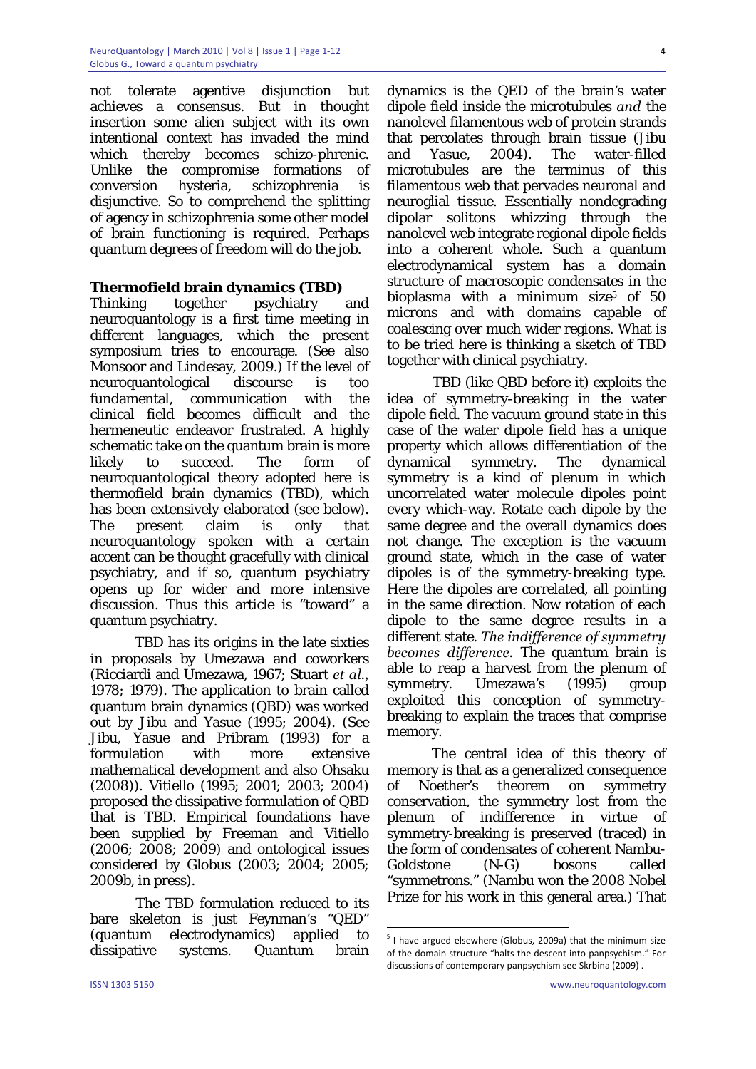not tolerate agentive disjunction but achieves a consensus. But in thought insertion some alien subject with its own intentional context has invaded the mind which thereby becomes schizo-phrenic. Unlike the compromise formations of conversion hysteria, schizophrenia is disjunctive. So to comprehend the splitting of agency in schizophrenia some other model of brain functioning is required. Perhaps quantum degrees of freedom will do the job.

## Thermofield brain dynamics (TBD)

Thinking together psychiatry and neuroquantology is a first time meeting in different languages, which the present symposium tries to encourage. (See also Monsoor and Lindesay, 2009.) If the level of neuroquantological discourse is too fundamental, communication with the clinical field becomes difficult and the hermeneutic endeavor frustrated. A highly schematic take on the quantum brain is more likely to succeed. The form of neuroquantological theory adopted here is thermofield brain dynamics (TBD), which has been extensively elaborated (see below). The present claim is only that neuroquantology spoken with a certain accent can be thought gracefully with clinical psychiatry, and if so, quantum psychiatry opens up for wider and more intensive discussion. Thus this article is "toward" a quantum psychiatry.

TBD has its origins in the late sixties in proposals by Umezawa and coworkers (Ricciardi and Umezawa, 1967; Stuart *et al*., 1978; 1979). The application to brain called quantum brain dynamics (QBD) was worked out by Jibu and Yasue (1995; 2004). (See Jibu, Yasue and Pribram (1993) for a formulation with more extensive mathematical development and also Ohsaku (2008)). Vitiello (1995; 2001; 2003; 2004) proposed the dissipative formulation of QBD that is TBD. Empirical foundations have been supplied by Freeman and Vitiello (2006; 2008; 2009) and ontological issues considered by Globus (2003; 2004; 2005; 2009b, in press).

The TBD formulation reduced to its bare skeleton is just Feynman's "QED" (quantum electrodynamics) applied to dissipative systems. Quantum brain dynamics is the QED of the brain's water dipole field inside the microtubules *and* the nanolevel filamentous web of protein strands that percolates through brain tissue (Jibu and Yasue, 2004). The water-filled microtubules are the terminus of this filamentous web that pervades neuronal and neuroglial tissue. Essentially nondegrading dipolar solitons whizzing through the nanolevel web integrate regional dipole fields into a coherent whole. Such a quantum electrodynamical system has a domain structure of macroscopic condensates in the bioplasma with a minimum size[5] of 50 microns and with domains capable of coalescing over much wider regions. What is to be tried here is thinking a sketch of TBD together with clinical psychiatry.

TBD (like QBD before it) exploits the idea of symmetry-breaking in the water dipole field. The vacuum ground state in this case of the water dipole field has a unique property which allows differentiation of the dynamical symmetry. The dynamical symmetry is a kind of plenum in which uncorrelated water molecule dipoles point every which-way. Rotate each dipole by the same degree and the overall dynamics does not change. The exception is the vacuum ground state, which in the case of water dipoles is of the symmetry-breaking type. Here the dipoles are correlated, all pointing in the same direction. Now rotation of each dipole to the same degree results in a different state. *The indifference of symmetry becomes difference*. The quantum brain is able to reap a harvest from the plenum of symmetry. Umezawa's (1995) group exploited this conception of symmetry-breaking to explain the traces that comprise memory.

The central idea of this theory of memory is that as a generalized consequence of Noether's theorem on symmetry conservation, the symmetry lost from the plenum of indifference in virtue of symmetry-breaking is preserved (traced) in the form of condensates of coherent Nambu-Goldstone (N-G) bosons called "symmetrons." (Nambu won the 2008 Nobel Prize for his work in this general area.) That

---

[5] I have argued elsewhere (Globus, 2009a) that the minimum size of the domain structure "halts the descent into panpsychism." For discussions of contemporary panpsychism see Skrbina (2009) .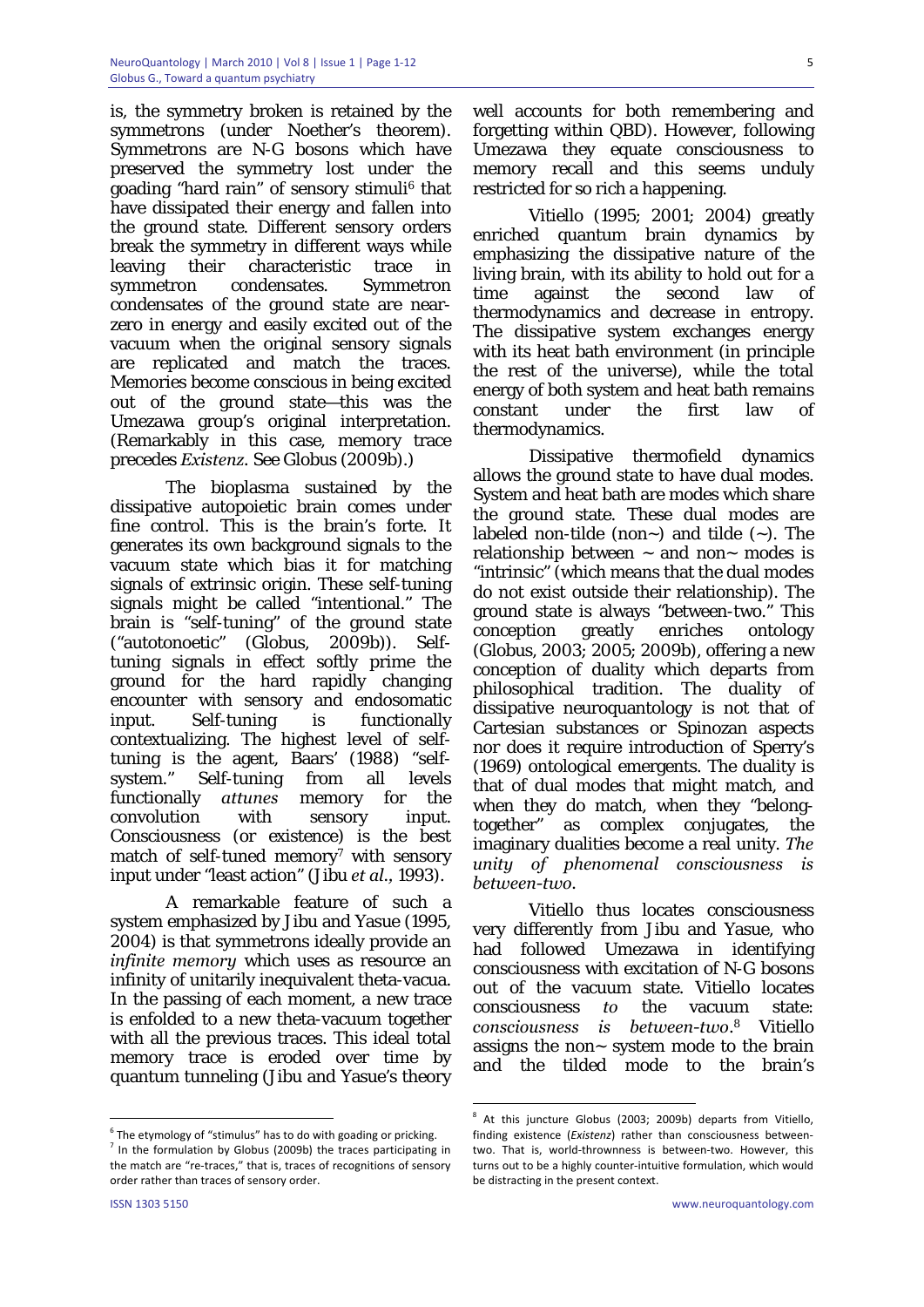is, the symmetry broken is retained by the symmetrons (under Noether's theorem). Symmetrons are N-G bosons which have preserved the symmetry lost under the goading "hard rain" of sensory stimuli[6] that have dissipated their energy and fallen into the ground state. Different sensory orders break the symmetry in different ways while leaving their characteristic trace in symmetron condensates. Symmetron condensates of the ground state are near-zero in energy and easily excited out of the vacuum when the original sensory signals are replicated and match the traces. Memories become conscious in being excited out of the ground state—this was the Umezawa group's original interpretation. (Remarkably in this case, memory trace precedes *Existenz*. See Globus (2009b).)

The bioplasma sustained by the dissipative autopoietic brain comes under fine control. This is the brain's forte. It generates its own background signals to the vacuum state which bias it for matching signals of extrinsic origin. These self-tuning signals might be called "intentional." The brain is "self-tuning" of the ground state ("autotonoetic" (Globus, 2009b)). Self-tuning signals in effect softly prime the ground for the hard rapidly changing encounter with sensory and endosomatic input. Self-tuning is functionally contextualizing. The highest level of self-tuning is the agent, Baars' (1988) "self-system." Self-tuning from all levels functionally *attunes* memory for the convolution with sensory input. Consciousness (or existence) is the best match of self-tuned memory[7] with sensory input under "least action" (Jibu *et al*., 1993).

A remarkable feature of such a system emphasized by Jibu and Yasue (1995, 2004) is that symmetrons ideally provide an *infinite memory* which uses as resource an infinity of unitarily inequivalent theta-vacua. In the passing of each moment, a new trace is enfolded to a new theta-vacuum together with all the previous traces. This ideal total memory trace is eroded over time by quantum tunneling (Jibu and Yasue's theory well accounts for both remembering and forgetting within QBD). However, following Umezawa they equate consciousness to memory recall and this seems unduly restricted for so rich a happening.

Vitiello (1995; 2001; 2004) greatly enriched quantum brain dynamics by emphasizing the dissipative nature of the living brain, with its ability to hold out for a time against the second law of thermodynamics and decrease in entropy. The dissipative system exchanges energy with its heat bath environment (in principle the rest of the universe), while the total energy of both system and heat bath remains constant under the first law of thermodynamics.

Dissipative thermofield dynamics allows the ground state to have dual modes. System and heat bath are modes which share the ground state. These dual modes are labeled non-tilde (non~) and tilde (~). The relationship between ~ and non~ modes is "intrinsic" (which means that the dual modes do not exist outside their relationship). The ground state is always "between-two." This conception greatly enriches ontology (Globus, 2003; 2005; 2009b), offering a new conception of duality which departs from philosophical tradition. The duality of dissipative neuroquantology is not that of Cartesian substances or Spinozan aspects nor does it require introduction of Sperry's (1969) ontological emergents. The duality is that of dual modes that might match, and when they do match, when they "belong-together" as complex conjugates, the imaginary dualities become a real unity. *The unity of phenomenal consciousness is between-two.*

Vitiello thus locates consciousness very differently from Jibu and Yasue, who had followed Umezawa in identifying consciousness with excitation of N-G bosons out of the vacuum state. Vitiello locates consciousness *to* the vacuum state: *consciousness is between-two*.[8] Vitiello assigns the non~ system mode to the brain and the tilded mode to the brain's

---

[6] The etymology of "stimulus" has to do with goading or pricking.

[7] In the formulation by Globus (2009b) the traces participating in the match are "re-traces," that is, traces of recognitions of sensory order rather than traces of sensory order.

[8] At this juncture Globus (2003; 2009b) departs from Vitiello, finding existence (*Existenz*) rather than consciousness between-two. That is, world-thrownness is between-two. However, this turns out to be a highly counter-intuitive formulation, which would be distracting in the present context.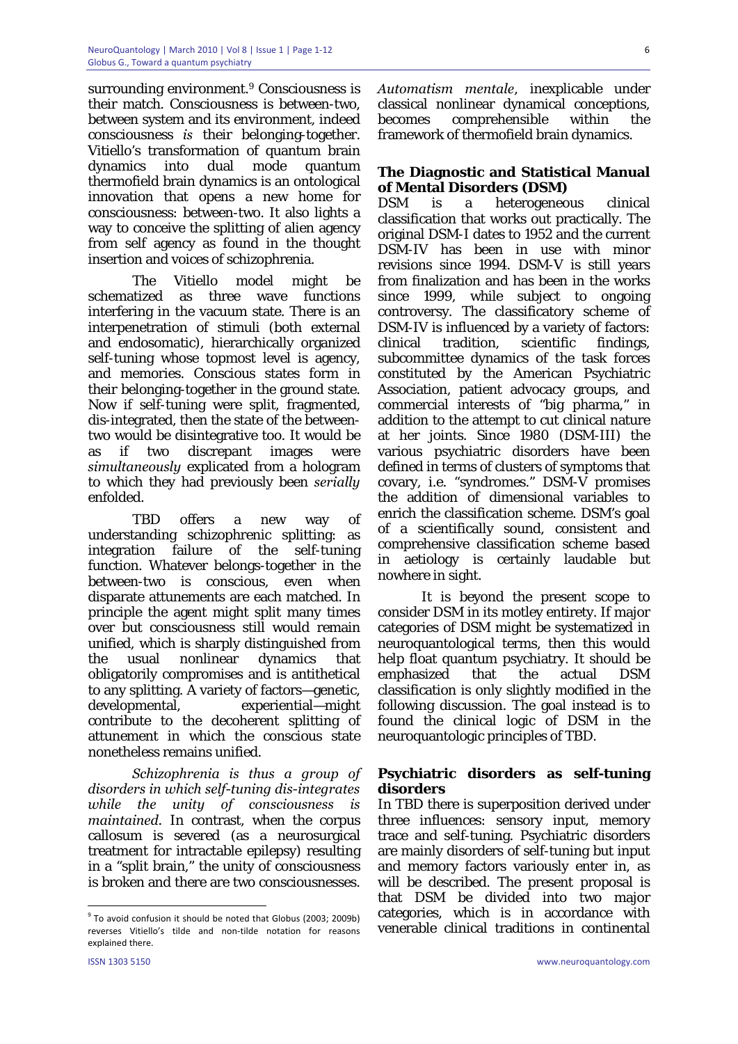surrounding environment.[9] Consciousness is their match. Consciousness is between-two, between system and its environment, indeed consciousness *is* their belonging-together. Vitiello's transformation of quantum brain dynamics into dual mode quantum thermofield brain dynamics is an ontological innovation that opens a new home for consciousness: between-two. It also lights a way to conceive the splitting of alien agency from self agency as found in the thought insertion and voices of schizophrenia.

The Vitiello model might be schematized as three wave functions interfering in the vacuum state. There is an interpenetration of stimuli (both external and endosomatic), hierarchically organized self-tuning whose topmost level is agency, and memories. Conscious states form in their belonging-together in the ground state. Now if self-tuning were split, fragmented, dis-integrated, then the state of the between-two would be disintegrative too. It would be as if two discrepant images were *simultaneously* explicated from a hologram to which they had previously been *serially* enfolded.

TBD offers a new way of understanding schizophrenic splitting: as integration failure of the self-tuning function. Whatever belongs-together in the between-two is conscious, even when disparate attunements are each matched. In principle the agent might split many times over but consciousness still would remain unified, which is sharply distinguished from the usual nonlinear dynamics that obligatorily compromises and is antithetical to any splitting. A variety of factors—genetic, developmental, experiential—might contribute to the decoherent splitting of attunement in which the conscious state nonetheless remains unified.

*Schizophrenia is thus a group of disorders in which self-tuning dis-integrates while the unity of consciousness is maintained*. In contrast, when the corpus callosum is severed (as a neurosurgical treatment for intractable epilepsy) resulting in a "split brain," the unity of consciousness is broken and there are two consciousnesses. *Automatism mentale*, inexplicable under classical nonlinear dynamical conceptions, becomes comprehensible within the framework of thermofield brain dynamics.

## The Diagnostic and Statistical Manual of Mental Disorders (DSM)

DSM is a heterogeneous clinical classification that works out practically. The original DSM-I dates to 1952 and the current DSM-IV has been in use with minor revisions since 1994. DSM-V is still years from finalization and has been in the works since 1999, while subject to ongoing controversy. The classificatory scheme of DSM-IV is influenced by a variety of factors: clinical tradition, scientific findings, subcommittee dynamics of the task forces constituted by the American Psychiatric Association, patient advocacy groups, and commercial interests of "big pharma," in addition to the attempt to cut clinical nature at her joints. Since 1980 (DSM-III) the various psychiatric disorders have been defined in terms of clusters of symptoms that covary, i.e. "syndromes." DSM-V promises the addition of dimensional variables to enrich the classification scheme. DSM's goal of a scientifically sound, consistent and comprehensive classification scheme based in aetiology is certainly laudable but nowhere in sight.

It is beyond the present scope to consider DSM in its motley entirety. If major categories of DSM might be systematized in neuroquantological terms, then this would help float quantum psychiatry. It should be emphasized that the actual DSM classification is only slightly modified in the following discussion. The goal instead is to found the clinical logic of DSM in the neuroquantologic principles of TBD.

## Psychiatric disorders as self-tuning disorders

In TBD there is superposition derived under three influences: sensory input, memory trace and self-tuning. Psychiatric disorders are mainly disorders of self-tuning but input and memory factors variously enter in, as will be described. The present proposal is that DSM be divided into two major categories, which is in accordance with venerable clinical traditions in continental

---

[9] To avoid confusion it should be noted that Globus (2003; 2009b) reverses Vitiello's tilde and non-tilde notation for reasons explained there.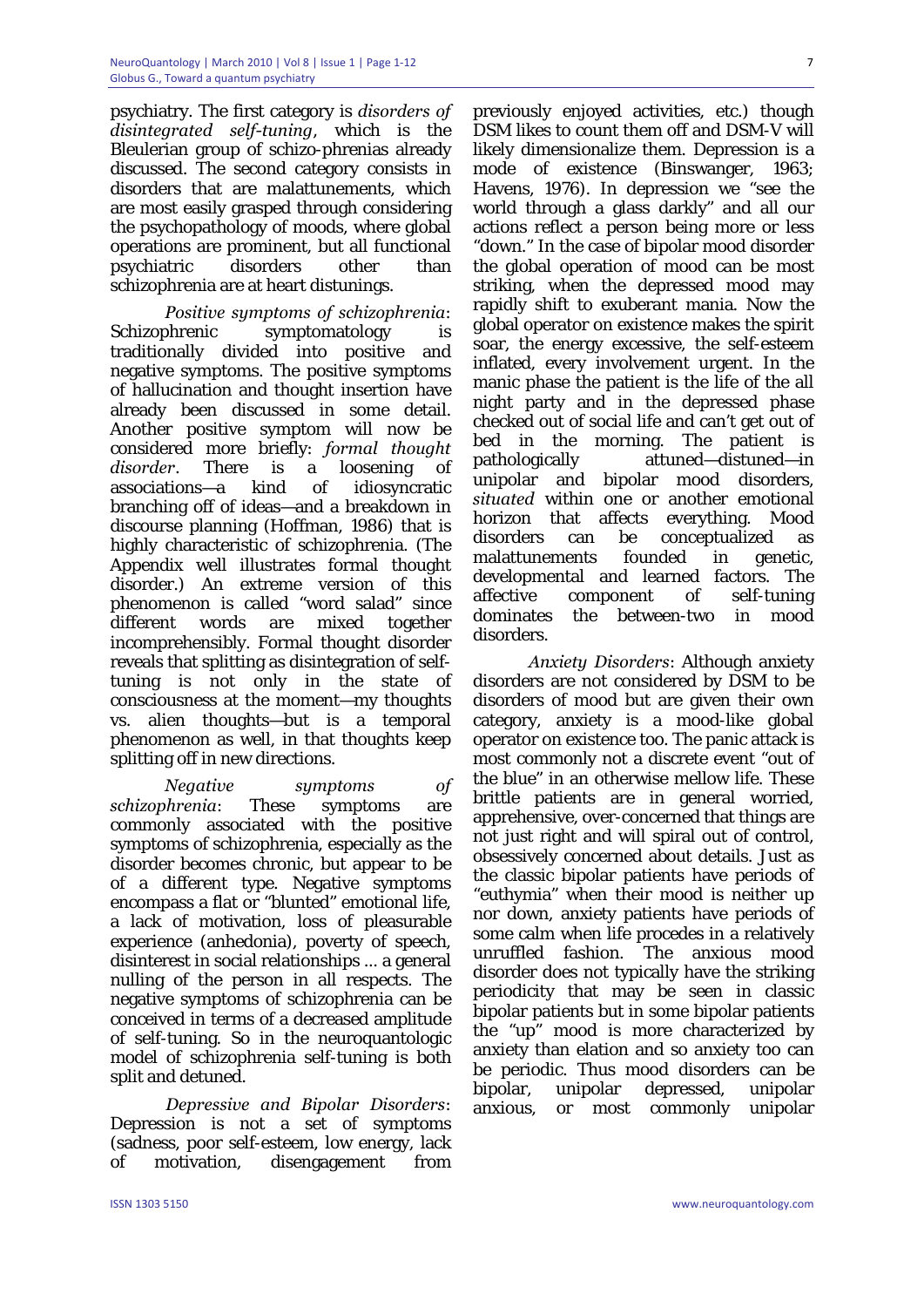psychiatry. The first category is *disorders of disintegrated self-tuning*, which is the Bleulerian group of schizo-phrenias already discussed. The second category consists in disorders that are malattunements, which are most easily grasped through considering the psychopathology of moods, where global operations are prominent, but all functional psychiatric disorders other than schizophrenia are at heart distunings.

*Positive symptoms of schizophrenia*: Schizophrenic symptomatology is traditionally divided into positive and negative symptoms. The positive symptoms of hallucination and thought insertion have already been discussed in some detail. Another positive symptom will now be considered more briefly: *formal thought disorder*. There is a loosening of associations—a kind of idiosyncratic branching off of ideas—and a breakdown in discourse planning (Hoffman, 1986) that is highly characteristic of schizophrenia. (The Appendix well illustrates formal thought disorder.) An extreme version of this phenomenon is called "word salad" since different words are mixed together incomprehensibly. Formal thought disorder reveals that splitting as disintegration of self-tuning is not only in the state of consciousness at the moment—my thoughts vs. alien thoughts—but is a temporal phenomenon as well, in that thoughts keep splitting off in new directions.

*Negative symptoms of schizophrenia*: These symptoms are commonly associated with the positive symptoms of schizophrenia, especially as the disorder becomes chronic, but appear to be of a different type. Negative symptoms encompass a flat or "blunted" emotional life, a lack of motivation, loss of pleasurable experience (anhedonia), poverty of speech, disinterest in social relationships ... a general nulling of the person in all respects. The negative symptoms of schizophrenia can be conceived in terms of a decreased amplitude of self-tuning. So in the neuroquantologic model of schizophrenia self-tuning is both split and detuned.

*Depressive and Bipolar Disorders*: Depression is not a set of symptoms (sadness, poor self-esteem, low energy, lack of motivation, disengagement from previously enjoyed activities, etc.) though DSM likes to count them off and DSM-V will likely dimensionalize them. Depression is a mode of existence (Binswanger, 1963; Havens, 1976). In depression we "see the world through a glass darkly" and all our actions reflect a person being more or less "down." In the case of bipolar mood disorder the global operation of mood can be most striking, when the depressed mood may rapidly shift to exuberant mania. Now the global operator on existence makes the spirit soar, the energy excessive, the self-esteem inflated, every involvement urgent. In the manic phase the patient is the life of the all night party and in the depressed phase checked out of social life and can't get out of bed in the morning. The patient is pathologically attuned—distuned—in unipolar and bipolar mood disorders, *situated* within one or another emotional horizon that affects everything. Mood disorders can be conceptualized as malattunements founded in genetic, developmental and learned factors. The affective component of self-tuning dominates the between-two in mood disorders.

*Anxiety Disorders*: Although anxiety disorders are not considered by DSM to be disorders of mood but are given their own category, anxiety is a mood-like global operator on existence too. The panic attack is most commonly not a discrete event "out of the blue" in an otherwise mellow life. These brittle patients are in general worried, apprehensive, over-concerned that things are not just right and will spiral out of control, obsessively concerned about details. Just as the classic bipolar patients have periods of "euthymia" when their mood is neither up nor down, anxiety patients have periods of some calm when life procedes in a relatively unruffled fashion. The anxious mood disorder does not typically have the striking periodicity that may be seen in classic bipolar patients but in some bipolar patients the "up" mood is more characterized by anxiety than elation and so anxiety too can be periodic. Thus mood disorders can be bipolar, unipolar depressed, unipolar anxious, or most commonly unipolar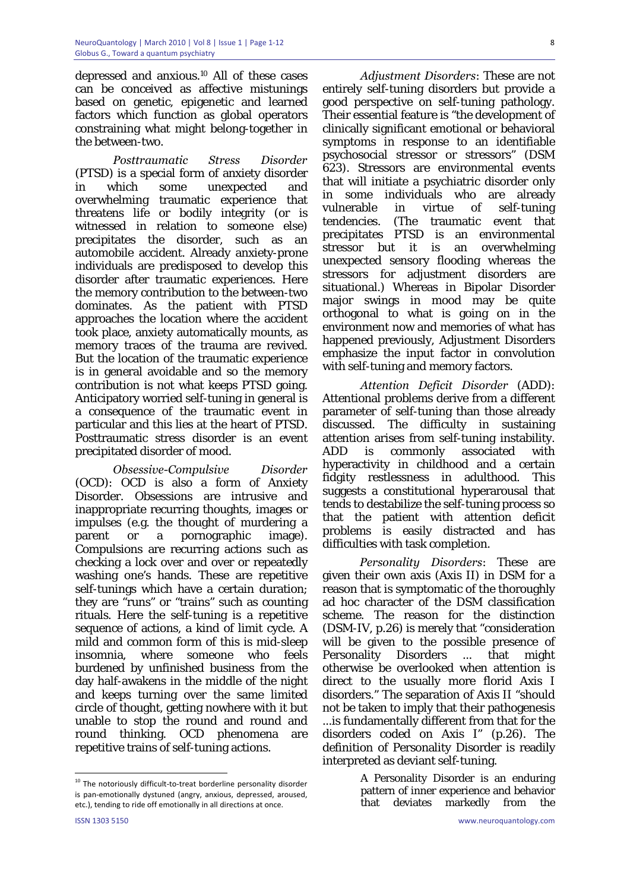depressed and anxious.[10] All of these cases can be conceived as affective mistunings based on genetic, epigenetic and learned factors which function as global operators constraining what might belong-together in the between-two.

*Posttraumatic Stress Disorder* (PTSD) is a special form of anxiety disorder in which some unexpected and overwhelming traumatic experience that threatens life or bodily integrity (or is witnessed in relation to someone else) precipitates the disorder, such as an automobile accident. Already anxiety-prone individuals are predisposed to develop this disorder after traumatic experiences. Here the memory contribution to the between-two dominates. As the patient with PTSD approaches the location where the accident took place, anxiety automatically mounts, as memory traces of the trauma are revived. But the location of the traumatic experience is in general avoidable and so the memory contribution is not what keeps PTSD going. Anticipatory worried self-tuning in general is a consequence of the traumatic event in particular and this lies at the heart of PTSD. Posttraumatic stress disorder is an event precipitated disorder of mood.

*Obsessive-Compulsive Disorder* (OCD): OCD is also a form of Anxiety Disorder. Obsessions are intrusive and inappropriate recurring thoughts, images or impulses (e.g. the thought of murdering a parent or a pornographic image). Compulsions are recurring actions such as checking a lock over and over or repeatedly washing one's hands. These are repetitive self-tunings which have a certain duration; they are "runs" or "trains" such as counting rituals. Here the self-tuning is a repetitive sequence of actions, a kind of limit cycle. A mild and common form of this is mid-sleep insomnia, where someone who feels burdened by unfinished business from the day half-awakens in the middle of the night and keeps turning over the same limited circle of thought, getting nowhere with it but unable to stop the round and round and round thinking. OCD phenomena are repetitive trains of self-tuning actions.

*Adjustment Disorders*: These are not entirely self-tuning disorders but provide a good perspective on self-tuning pathology. Their essential feature is "the development of clinically significant emotional or behavioral symptoms in response to an identifiable psychosocial stressor or stressors" (DSM 623). Stressors are environmental events that will initiate a psychiatric disorder only in some individuals who are already vulnerable in virtue of self-tuning tendencies. (The traumatic event that precipitates PTSD is an environmental stressor but it is an overwhelming unexpected sensory flooding whereas the stressors for adjustment disorders are situational.) Whereas in Bipolar Disorder major swings in mood may be quite orthogonal to what is going on in the environment now and memories of what has happened previously, Adjustment Disorders emphasize the input factor in convolution with self-tuning and memory factors.

*Attention Deficit Disorder* (ADD): Attentional problems derive from a different parameter of self-tuning than those already discussed. The difficulty in sustaining attention arises from self-tuning instability. ADD is commonly associated with hyperactivity in childhood and a certain fidgity restlessness in adulthood. This suggests a constitutional hyperarousal that tends to destabilize the self-tuning process so that the patient with attention deficit problems is easily distracted and has difficulties with task completion.

*Personality Disorders*: These are given their own axis (Axis II) in DSM for a reason that is symptomatic of the thoroughly ad hoc character of the DSM classification scheme. The reason for the distinction (DSM-IV, p.26) is merely that "consideration will be given to the possible presence of Personality Disorders ... that might otherwise be overlooked when attention is direct to the usually more florid Axis I disorders." The separation of Axis II "should not be taken to imply that their pathogenesis ...is fundamentally different from that for the disorders coded on Axis I" (p.26). The definition of Personality Disorder is readily interpreted as deviant self-tuning.

> A Personality Disorder is an enduring pattern of inner experience and behavior that deviates markedly from the

---

[10] The notoriously difficult-to-treat borderline personality disorder is pan-emotionally dystuned (angry, anxious, depressed, aroused, etc.), tending to ride off emotionally in all directions at once.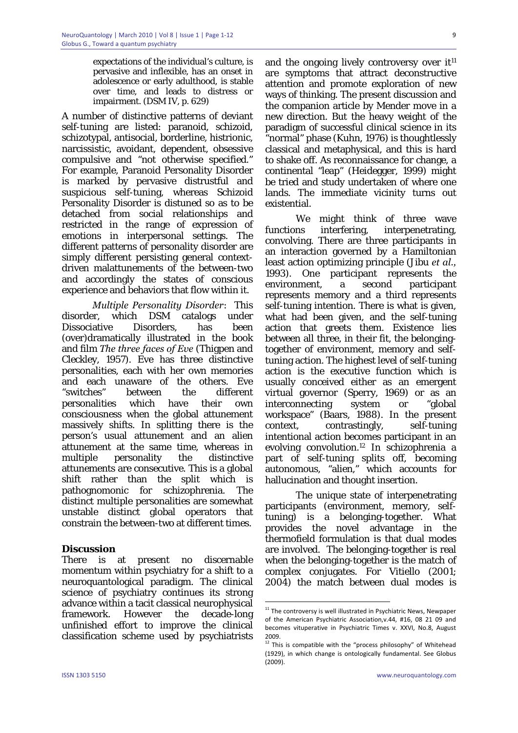expectations of the individual's culture, is pervasive and inflexible, has an onset in adolescence or early adulthood, is stable over time, and leads to distress or impairment. (DSM IV, p. 629)

A number of distinctive patterns of deviant self-tuning are listed: paranoid, schizoid, schizotypal, antisocial, borderline, histrionic, narcissistic, avoidant, dependent, obsessive compulsive and "not otherwise specified." For example, Paranoid Personality Disorder is marked by pervasive distrustful and suspicious self-tuning, whereas Schizoid Personality Disorder is distuned so as to be detached from social relationships and restricted in the range of expression of emotions in interpersonal settings. The different patterns of personality disorder are simply different persisting general context-driven malattunements of the between-two and accordingly the states of conscious experience and behaviors that flow within it.

*Multiple Personality Disorder*: This disorder, which DSM catalogs under Dissociative Disorders, has been (over)dramatically illustrated in the book and film *The three faces of Eve* (Thigpen and Cleckley, 1957). Eve has three distinctive personalities, each with her own memories and each unaware of the others. Eve "switches" between the different personalities which have their own consciousness when the global attunement massively shifts. In splitting there is the person's usual attunement and an alien attunement at the same time, whereas in multiple personality the distinctive attunements are consecutive. This is a global shift rather than the split which is pathognomonic for schizophrenia. The distinct multiple personalities are somewhat unstable distinct global operators that constrain the between-two at different times.

## Discussion

There is at present no discernable momentum within psychiatry for a shift to a neuroquantological paradigm. The clinical science of psychiatry continues its strong advance within a tacit classical neurophysical framework. However the decade-long unfinished effort to improve the clinical classification scheme used by psychiatrists and the ongoing lively controversy over it[11] are symptoms that attract deconstructive attention and promote exploration of new ways of thinking. The present discussion and the companion article by Mender move in a new direction. But the heavy weight of the paradigm of successful clinical science in its "normal" phase (Kuhn, 1976) is thoughtlessly classical and metaphysical, and this is hard to shake off. As reconnaissance for change, a continental "leap" (Heidegger, 1999) might be tried and study undertaken of where one lands. The immediate vicinity turns out existential.

We might think of three wave functions interfering, interpenetrating, convolving. There are three participants in an interaction governed by a Hamiltonian least action optimizing principle (Jibu *et al*., 1993). One participant represents the environment, a second participant represents memory and a third represents self-tuning intention. There is what is given, what had been given, and the self-tuning action that greets them. Existence lies between all three, in their fit, the belonging-together of environment, memory and self-tuning action. The highest level of self-tuning action is the executive function which is usually conceived either as an emergent virtual governor (Sperry, 1969) or as an interconnecting system or "global workspace" (Baars, 1988). In the present context, contrastingly, self-tuning intentional action becomes participant in an evolving convolution.[12] In schizophrenia a part of self-tuning splits off, becoming autonomous, "alien," which accounts for hallucination and thought insertion.

The unique state of interpenetrating participants (environment, memory, self-tuning) is a belonging-together. What provides the novel advantage in the thermofield formulation is that dual modes are involved. The belonging-together is real when the belonging-together is the match of complex conjugates. For Vitiello (2001; 2004) the match between dual modes is

---

[11] The controversy is well illustrated in Psychiatric News, Newpaper of the American Psychiatric Association,v.44, #16, 08 21 09 and becomes vituperative in Psychiatric Times v. XXVI, No.8, August 2009.

[12] This is compatible with the "process philosophy" of Whitehead (1929), in which change is ontologically fundamental. See Globus (2009).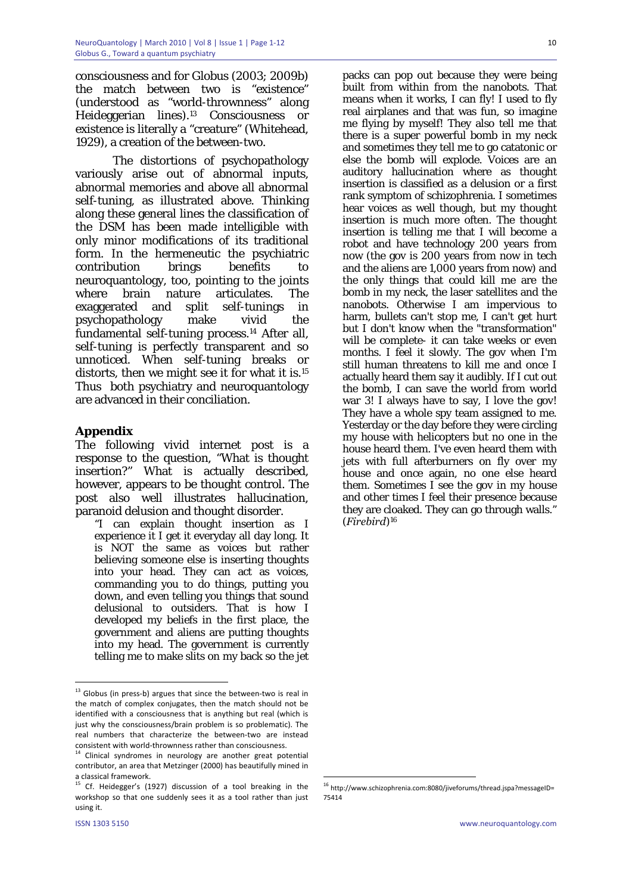consciousness and for Globus (2003; 2009b) the match between two is "existence" (understood as "world-thrownness" along Heideggerian lines).[13] Consciousness or existence is literally a "creature" (Whitehead, 1929), a creation of the between-two.

The distortions of psychopathology variously arise out of abnormal inputs, abnormal memories and above all abnormal self-tuning, as illustrated above. Thinking along these general lines the classification of the DSM has been made intelligible with only minor modifications of its traditional form. In the hermeneutic the psychiatric contribution brings benefits to neuroquantology, too, pointing to the joints where brain nature articulates. The exaggerated and split self-tunings in psychopathology make vivid the fundamental self-tuning process.[14] After all, self-tuning is perfectly transparent and so unnoticed. When self-tuning breaks or distorts, then we might see it for what it is.[15] Thus both psychiatry and neuroquantology are advanced in their conciliation.

## Appendix

The following vivid internet post is a response to the question, "What is thought insertion?" What is actually described, however, appears to be thought control. The post also well illustrates hallucination, paranoid delusion and thought disorder.

> "I can explain thought insertion as I experience it I get it everyday all day long. It is NOT the same as voices but rather believing someone else is inserting thoughts into your head. They can act as voices, commanding you to do things, putting you down, and even telling you things that sound delusional to outsiders. That is how I developed my beliefs in the first place, the government and aliens are putting thoughts into my head. The government is currently telling me to make slits on my back so the jet packs can pop out because they were being built from within from the nanobots. That means when it works, I can fly! I used to fly real airplanes and that was fun, so imagine me flying by myself! They also tell me that there is a super powerful bomb in my neck and sometimes they tell me to go catatonic or else the bomb will explode. Voices are an auditory hallucination where as thought insertion is classified as a delusion or a first rank symptom of schizophrenia. I sometimes hear voices as well though, but my thought insertion is much more often. The thought insertion is telling me that I will become a robot and have technology 200 years from now (the gov is 200 years from now in tech and the aliens are 1,000 years from now) and the only things that could kill me are the bomb in my neck, the laser satellites and the nanobots. Otherwise I am impervious to harm, bullets can't stop me, I can't get hurt but I don't know when the "transformation" will be complete- it can take weeks or even months. I feel it slowly. The gov when I'm still human threatens to kill me and once I actually heard them say it audibly. If I cut out the bomb, I can save the world from world war 3! I always have to say, I love the gov! They have a whole spy team assigned to me. Yesterday or the day before they were circling my house with helicopters but no one in the house heard them. I've even heard them with jets with full afterburners on fly over my house and once again, no one else heard them. Sometimes I see the gov in my house and other times I feel their presence because they are cloaked. They can go through walls." (*Firebird*)[16]

---

[13] Globus (in press-b) argues that since the between-two is real in the match of complex conjugates, then the match should not be identified with a consciousness that is anything but real (which is just why the consciousness/brain problem is so problematic). The real numbers that characterize the between-two are instead consistent with world-thrownness rather than consciousness.

[14] Clinical syndromes in neurology are another great potential contributor, an area that Metzinger (2000) has beautifully mined in a classical framework.

[15] Cf. Heidegger's (1927) discussion of a tool breaking in the workshop so that one suddenly sees it as a tool rather than just using it.

[16] http://www.schizophrenia.com:8080/jiveforums/thread.jspa?messageID=75414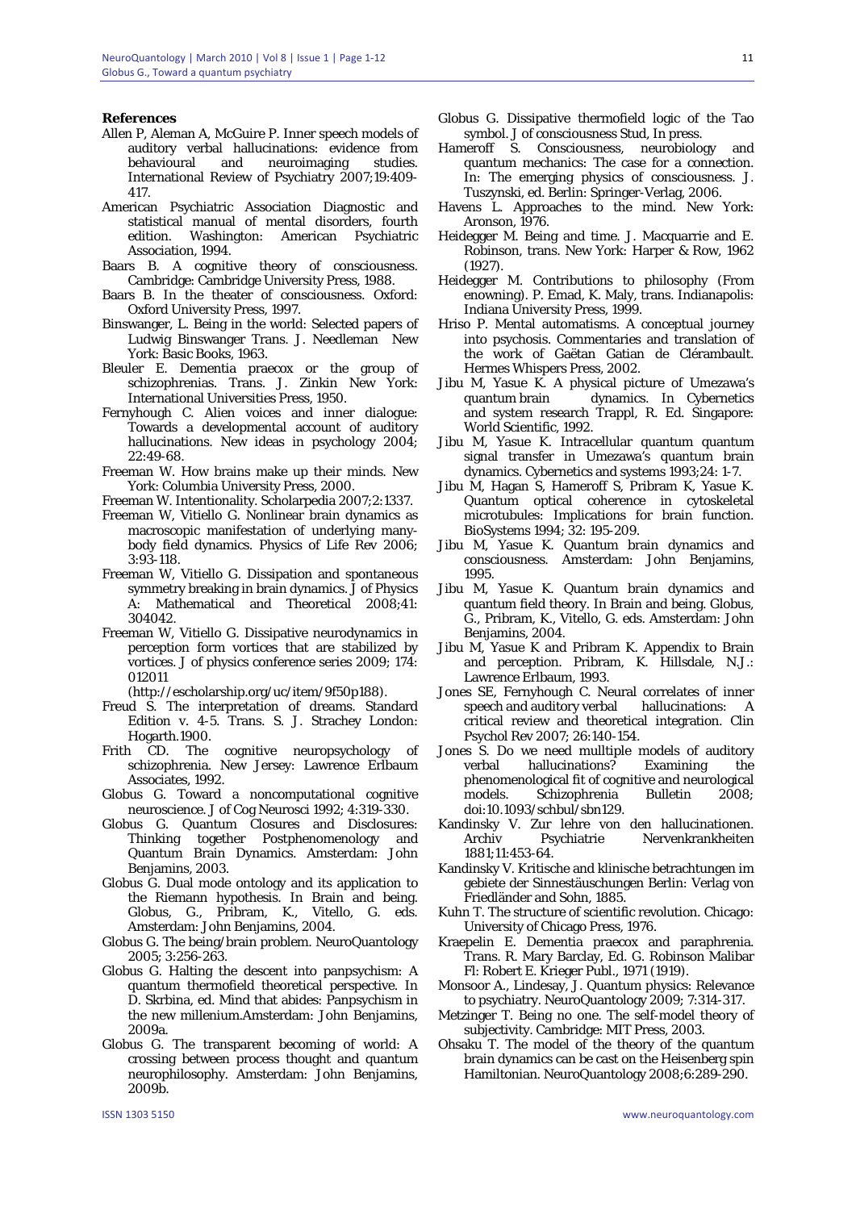**References**

Allen P, Aleman A, McGuire P. Inner speech models of auditory verbal hallucinations: evidence from behavioural and neuroimaging studies. International Review of Psychiatry 2007;19:409-417.

American Psychiatric Association Diagnostic and statistical manual of mental disorders, fourth edition. Washington: American Psychiatric Association, 1994.

Baars B. A cognitive theory of consciousness. Cambridge: Cambridge University Press, 1988.

Baars B. In the theater of consciousness. Oxford: Oxford University Press, 1997.

Binswanger, L. Being in the world: Selected papers of Ludwig Binswanger Trans. J. Needleman New York: Basic Books, 1963.

Bleuler E. Dementia praecox or the group of schizophrenias. Trans. J. Zinkin New York: International Universities Press, 1950.

Fernyhough C. Alien voices and inner dialogue: Towards a developmental account of auditory hallucinations. New ideas in psychology 2004; 22:49-68.

Freeman W. How brains make up their minds. New York: Columbia University Press, 2000.

Freeman W. Intentionality. Scholarpedia 2007;2:1337.

Freeman W, Vitiello G. Nonlinear brain dynamics as macroscopic manifestation of underlying many-body field dynamics. Physics of Life Rev 2006; 3:93-118.

Freeman W, Vitiello G. Dissipation and spontaneous symmetry breaking in brain dynamics. J of Physics A: Mathematical and Theoretical 2008;41: 304042.

Freeman W, Vitiello G. Dissipative neurodynamics in perception form vortices that are stabilized by vortices. J of physics conference series 2009; 174: 012011 (http://escholarship.org/uc/item/9f50p188).

Freud S. The interpretation of dreams. Standard Edition v. 4-5. Trans. S. J. Strachey London: Hogarth.1900.

Frith CD. The cognitive neuropsychology of schizophrenia. New Jersey: Lawrence Erlbaum Associates, 1992.

Globus G. Toward a noncomputational cognitive neuroscience. J of Cog Neurosci 1992; 4:319-330.

Globus G. Quantum Closures and Disclosures: Thinking together Postphenomenology and Quantum Brain Dynamics. Amsterdam: John Benjamins, 2003.

Globus G. Dual mode ontology and its application to the Riemann hypothesis. In Brain and being. Globus, G., Pribram, K., Vitello, G. eds. Amsterdam: John Benjamins, 2004.

Globus G. The being/brain problem. NeuroQuantology 2005; 3:256-263.

Globus G. Halting the descent into panpsychism: A quantum thermofield theoretical perspective. In D. Skrbina, ed. Mind that abides: Panpsychism in the new millenium.Amsterdam: John Benjamins, 2009a.

Globus G. The transparent becoming of world: A crossing between process thought and quantum neurophilosophy. Amsterdam: John Benjamins, 2009b.

Globus G. Dissipative thermofield logic of the Tao symbol. J of consciousness Stud, In press.

Hameroff S. Consciousness, neurobiology and quantum mechanics: The case for a connection. In: The emerging physics of consciousness. J. Tuszynski, ed. Berlin: Springer-Verlag, 2006.

Havens L. Approaches to the mind. New York: Aronson, 1976.

Heidegger M. Being and time. J. Macquarrie and E. Robinson, trans. New York: Harper & Row, 1962 (1927).

Heidegger M. Contributions to philosophy (From enowning). P. Emad, K. Maly, trans. Indianapolis: Indiana University Press, 1999.

Hriso P. Mental automatisms. A conceptual journey into psychosis. Commentaries and translation of the work of Gaëtan Gatian de Clérambault. Hermes Whispers Press, 2002.

Jibu M, Yasue K. A physical picture of Umezawa's quantum brain dynamics. In Cybernetics and system research Trappl, R. Ed. Singapore: World Scientific, 1992.

Jibu M, Yasue K. Intracellular quantum quantum signal transfer in Umezawa's quantum brain dynamics. Cybernetics and systems 1993;24: 1-7.

Jibu M, Hagan S, Hameroff S, Pribram K, Yasue K. Quantum optical coherence in cytoskeletal microtubules: Implications for brain function. BioSystems 1994; 32: 195-209.

Jibu M, Yasue K. Quantum brain dynamics and consciousness. Amsterdam: John Benjamins, 1995.

Jibu M, Yasue K. Quantum brain dynamics and quantum field theory. In Brain and being. Globus, G., Pribram, K., Vitello, G. eds. Amsterdam: John Benjamins, 2004.

Jibu M, Yasue K and Pribram K. Appendix to Brain and perception. Pribram, K. Hillsdale, N.J.: Lawrence Erlbaum, 1993.

Jones SE, Fernyhough C. Neural correlates of inner speech and auditory verbal hallucinations: A critical review and theoretical integration. Clin Psychol Rev 2007; 26:140-154.

Jones S. Do we need mulltiple models of auditory verbal hallucinations? Examining the phenomenological fit of cognitive and neurological models. Schizophrenia Bulletin 2008; doi:10.1093/schbul/sbn129.

Kandinsky V. Zur lehre von den hallucinationen. Archiv Psychiatrie Nervenkrankheiten 1881;11:453-64.

Kandinsky V. Kritische and klinische betrachtungen im gebiete der Sinnestäuschungen Berlin: Verlag von Friedländer and Sohn, 1885.

Kuhn T. The structure of scientific revolution. Chicago: University of Chicago Press, 1976.

Kraepelin E. Dementia praecox and paraphrenia. Trans. R. Mary Barclay, Ed. G. Robinson Malibar Fl: Robert E. Krieger Publ., 1971 (1919).

Monsoor A., Lindesay, J. Quantum physics: Relevance to psychiatry. NeuroQuantology 2009; 7:314-317.

Metzinger T. Being no one. The self-model theory of subjectivity. Cambridge: MIT Press, 2003.

Ohsaku T. The model of the theory of the quantum brain dynamics can be cast on the Heisenberg spin Hamiltonian. NeuroQuantology 2008;6:289-290.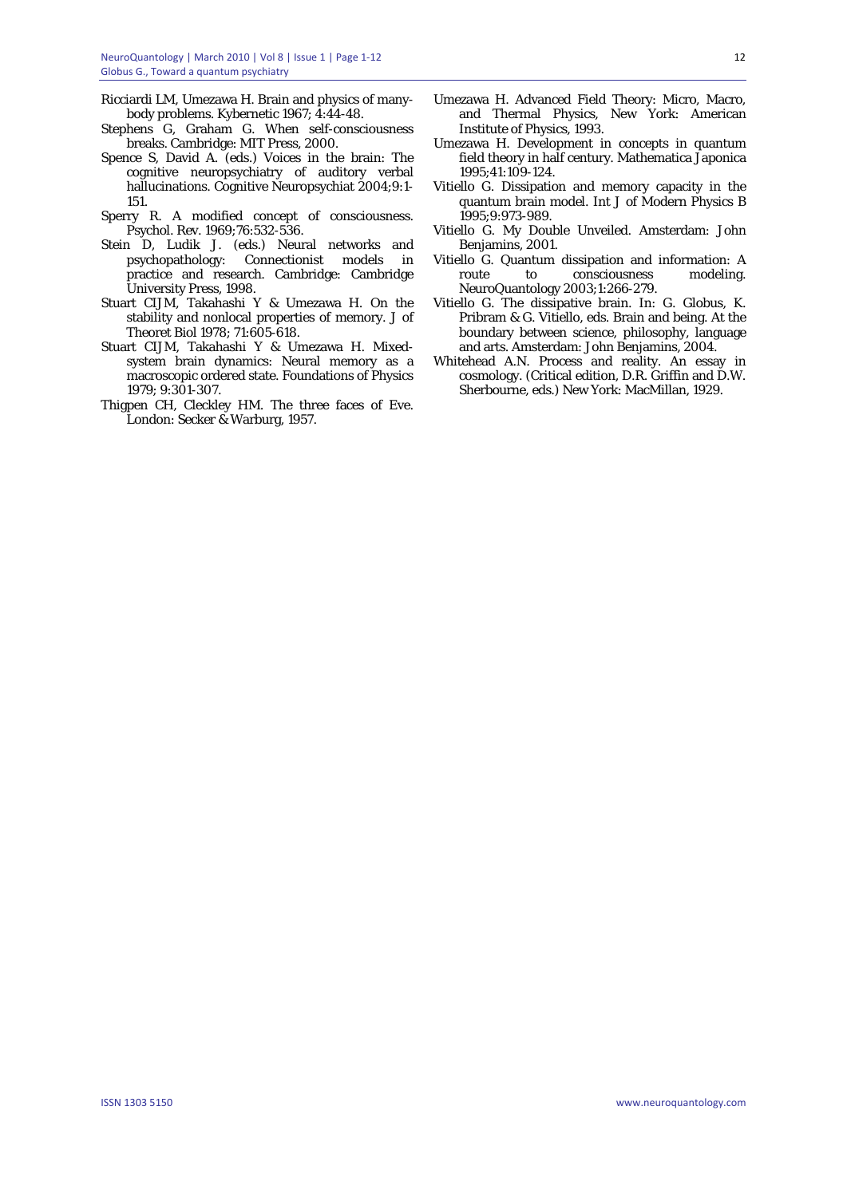Ricciardi LM, Umezawa H. Brain and physics of many-body problems. Kybernetic 1967; 4:44-48.

Stephens G, Graham G. When self-consciousness breaks. Cambridge: MIT Press, 2000.

Spence S, David A. (eds.) Voices in the brain: The cognitive neuropsychiatry of auditory verbal hallucinations. Cognitive Neuropsychiat 2004;9:1-151.

Sperry R. A modified concept of consciousness. Psychol. Rev. 1969;76:532-536.

Stein D, Ludik J. (eds.) Neural networks and psychopathology: Connectionist models in practice and research. Cambridge: Cambridge University Press, 1998.

Stuart CIJM, Takahashi Y & Umezawa H. On the stability and nonlocal properties of memory. J of Theoret Biol 1978; 71:605-618.

Stuart CIJM, Takahashi Y & Umezawa H. Mixed-system brain dynamics: Neural memory as a macroscopic ordered state. Foundations of Physics 1979; 9:301-307.

Thigpen CH, Cleckley HM. The three faces of Eve. London: Secker & Warburg, 1957.

Umezawa H. Advanced Field Theory: Micro, Macro, and Thermal Physics, New York: American Institute of Physics, 1993.

Umezawa H. Development in concepts in quantum field theory in half century. Mathematica Japonica 1995;41:109-124.

Vitiello G. Dissipation and memory capacity in the quantum brain model. Int J of Modern Physics B 1995;9:973-989.

Vitiello G. My Double Unveiled. Amsterdam: John Benjamins, 2001.

Vitiello G. Quantum dissipation and information: A route to consciousness modeling. NeuroQuantology 2003;1:266-279.

Vitiello G. The dissipative brain. In: G. Globus, K. Pribram & G. Vitiello, eds. Brain and being. At the boundary between science, philosophy, language and arts. Amsterdam: John Benjamins, 2004.

Whitehead A.N. Process and reality. An essay in cosmology. (Critical edition, D.R. Griffin and D.W. Sherbourne, eds.) New York: MacMillan, 1929.